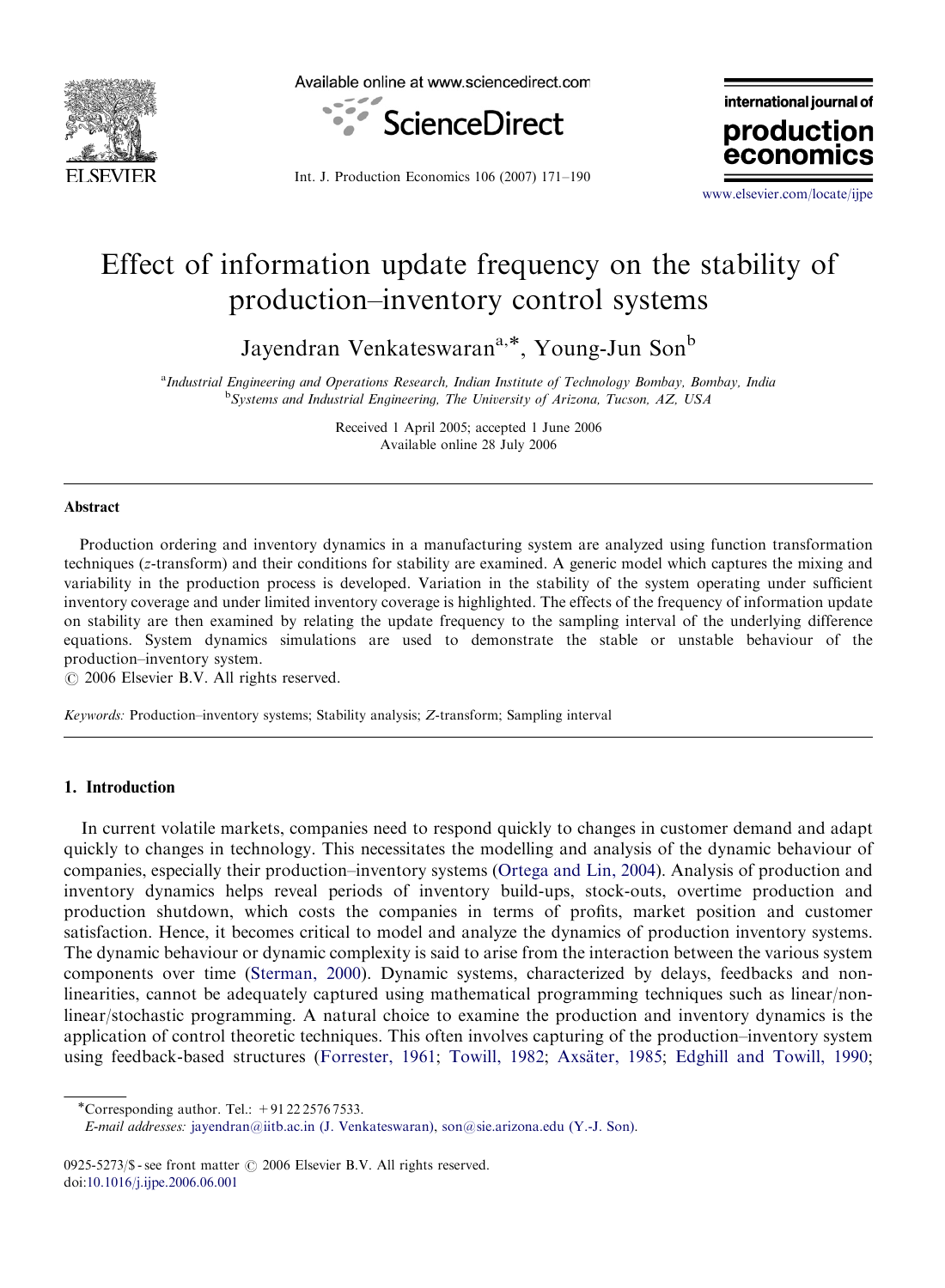# Effect of information update frequency on the stability of production–inventory control systems

Jayendran Venkateswaran[a,*], Young-Jun Son[b]

[a]*Industrial Engineering and Operations Research, Indian Institute of Technology Bombay, Bombay, India*
[b]*Systems and Industrial Engineering, The University of Arizona, Tucson, AZ, USA*

Received 1 April 2005; accepted 1 June 2006
Available online 28 July 2006

## Abstract

Production ordering and inventory dynamics in a manufacturing system are analyzed using function transformation techniques ($z$-transform) and their conditions for stability are examined. A generic model which captures the mixing and variability in the production process is developed. Variation in the stability of the system operating under sufficient inventory coverage and under limited inventory coverage is highlighted. The effects of the frequency of information update on stability are then examined by relating the update frequency to the sampling interval of the underlying difference equations. System dynamics simulations are used to demonstrate the stable or unstable behaviour of the production–inventory system.

© 2006 Elsevier B.V. All rights reserved.

*Keywords:* Production–inventory systems; Stability analysis; Z-transform; Sampling interval

## 1. Introduction

In current volatile markets, companies need to respond quickly to changes in customer demand and adapt quickly to changes in technology. This necessitates the modelling and analysis of the dynamic behaviour of companies, especially their production–inventory systems (Ortega and Lin, 2004). Analysis of production and inventory dynamics helps reveal periods of inventory build-ups, stock-outs, overtime production and production shutdown, which costs the companies in terms of profits, market position and customer satisfaction. Hence, it becomes critical to model and analyze the dynamics of production inventory systems. The dynamic behaviour or dynamic complexity is said to arise from the interaction between the various system components over time (Sterman, 2000). Dynamic systems, characterized by delays, feedbacks and non-linearities, cannot be adequately captured using mathematical programming techniques such as linear/non-linear/stochastic programming. A natural choice to examine the production and inventory dynamics is the application of control theoretic techniques. This often involves capturing of the production–inventory system using feedback-based structures (Forrester, 1961; Towill, 1982; Axsäter, 1985; Edghill and Towill, 1990;

*Corresponding author. Tel.: +91 22 2576 7533.
*E-mail addresses:* jayendran@iitb.ac.in (J. Venkateswaran), son@sie.arizona.edu (Y.-J. Son).

0925-5273/$ - see front matter © 2006 Elsevier B.V. All rights reserved.
doi:10.1016/j.ijpe.2006.06.001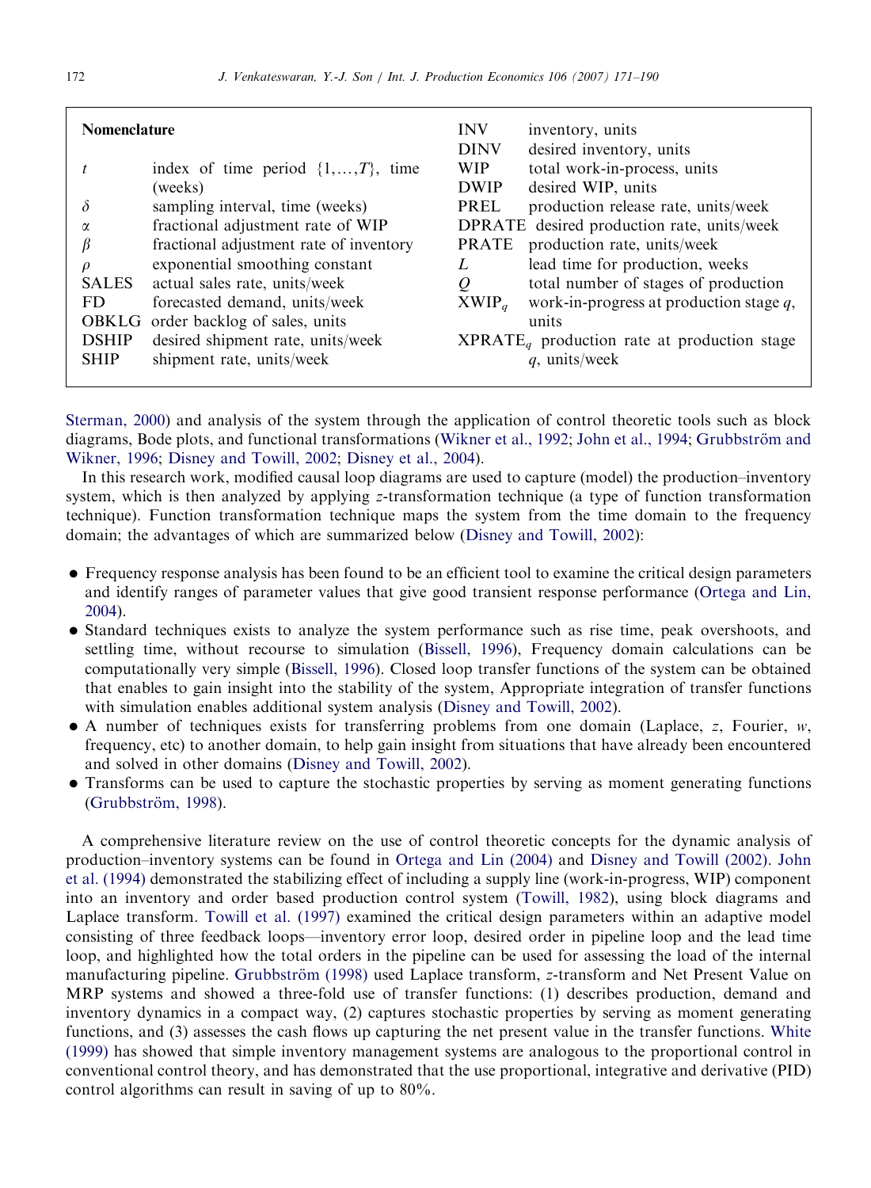## Nomenclature

| | |
|---|---|
| $t$ | index of time period $\{1,\ldots,T\}$, time (weeks) |
| $\delta$ | sampling interval, time (weeks) |
| $\alpha$ | fractional adjustment rate of WIP |
| $\beta$ | fractional adjustment rate of inventory |
| $\rho$ | exponential smoothing constant |
| SALES | actual sales rate, units/week |
| FD | forecasted demand, units/week |
| OBKLG | order backlog of sales, units |
| DSHIP | desired shipment rate, units/week |
| SHIP | shipment rate, units/week |
| INV | inventory, units |
| DINV | desired inventory, units |
| WIP | total work-in-process, units |
| DWIP | desired WIP, units |
| PREL | production release rate, units/week |
| DPRATE | desired production rate, units/week |
| PRATE | production rate, units/week |
| $L$ | lead time for production, weeks |
| $Q$ | total number of stages of production |
| $\mathrm{XWIP}_q$ | work-in-progress at production stage $q$, units |
| $\mathrm{XPRATE}_q$ | production rate at production stage $q$, units/week |

Sterman, 2000) and analysis of the system through the application of control theoretic tools such as block diagrams, Bode plots, and functional transformations (Wikner et al., 1992; John et al., 1994; Grubbström and Wikner, 1996; Disney and Towill, 2002; Disney et al., 2004).

In this research work, modified causal loop diagrams are used to capture (model) the production–inventory system, which is then analyzed by applying $z$-transformation technique (a type of function transformation technique). Function transformation technique maps the system from the time domain to the frequency domain; the advantages of which are summarized below (Disney and Towill, 2002):

- Frequency response analysis has been found to be an efficient tool to examine the critical design parameters and identify ranges of parameter values that give good transient response performance (Ortega and Lin, 2004).
- Standard techniques exists to analyze the system performance such as rise time, peak overshoots, and settling time, without recourse to simulation (Bissell, 1996), Frequency domain calculations can be computationally very simple (Bissell, 1996). Closed loop transfer functions of the system can be obtained that enables to gain insight into the stability of the system, Appropriate integration of transfer functions with simulation enables additional system analysis (Disney and Towill, 2002).
- A number of techniques exists for transferring problems from one domain (Laplace, $z$, Fourier, $w$, frequency, etc) to another domain, to help gain insight from situations that have already been encountered and solved in other domains (Disney and Towill, 2002).
- Transforms can be used to capture the stochastic properties by serving as moment generating functions (Grubbström, 1998).

A comprehensive literature review on the use of control theoretic concepts for the dynamic analysis of production–inventory systems can be found in Ortega and Lin (2004) and Disney and Towill (2002). John et al. (1994) demonstrated the stabilizing effect of including a supply line (work-in-progress, WIP) component into an inventory and order based production control system (Towill, 1982), using block diagrams and Laplace transform. Towill et al. (1997) examined the critical design parameters within an adaptive model consisting of three feedback loops—inventory error loop, desired order in pipeline loop and the lead time loop, and highlighted how the total orders in the pipeline can be used for assessing the load of the internal manufacturing pipeline. Grubbström (1998) used Laplace transform, $z$-transform and Net Present Value on MRP systems and showed a three-fold use of transfer functions: (1) describes production, demand and inventory dynamics in a compact way, (2) captures stochastic properties by serving as moment generating functions, and (3) assesses the cash flows up capturing the net present value in the transfer functions. White (1999) has showed that simple inventory management systems are analogous to the proportional control in conventional control theory, and has demonstrated that the use proportional, integrative and derivative (PID) control algorithms can result in saving of up to 80%.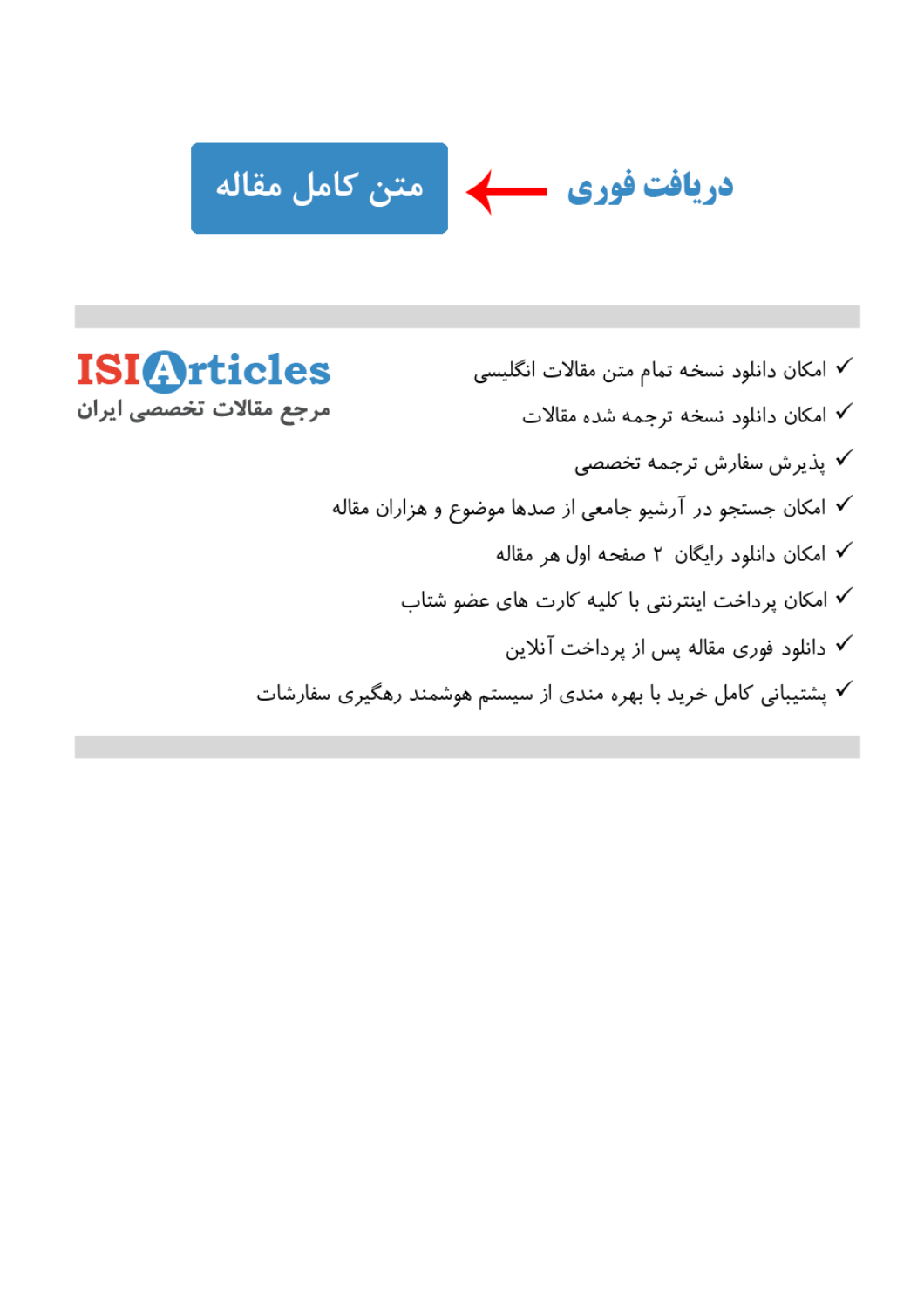دریافت فوری ← **متن کامل مقاله**

**ISIArticles**
مرجع مقالات تخصصی ایران

- ✓ امکان دانلود نسخه تمام متن مقالات انگلیسی
- ✓ امکان دانلود نسخه ترجمه شده مقالات
- ✓ پذیرش سفارش ترجمه تخصصی
- ✓ امکان جستجو در آرشیو جامعی از صدها موضوع و هزاران مقاله
- ✓ امکان دانلود رایگان ۲ صفحه اول هر مقاله
- ✓ امکان پرداخت اینترنتی با کلیه کارت های عضو شتاب
- ✓ دانلود فوری مقاله پس از پرداخت آنلاین
- ✓ پشتیبانی کامل خرید با بهره مندی از سیستم هوشمند رهگیری سفارشات